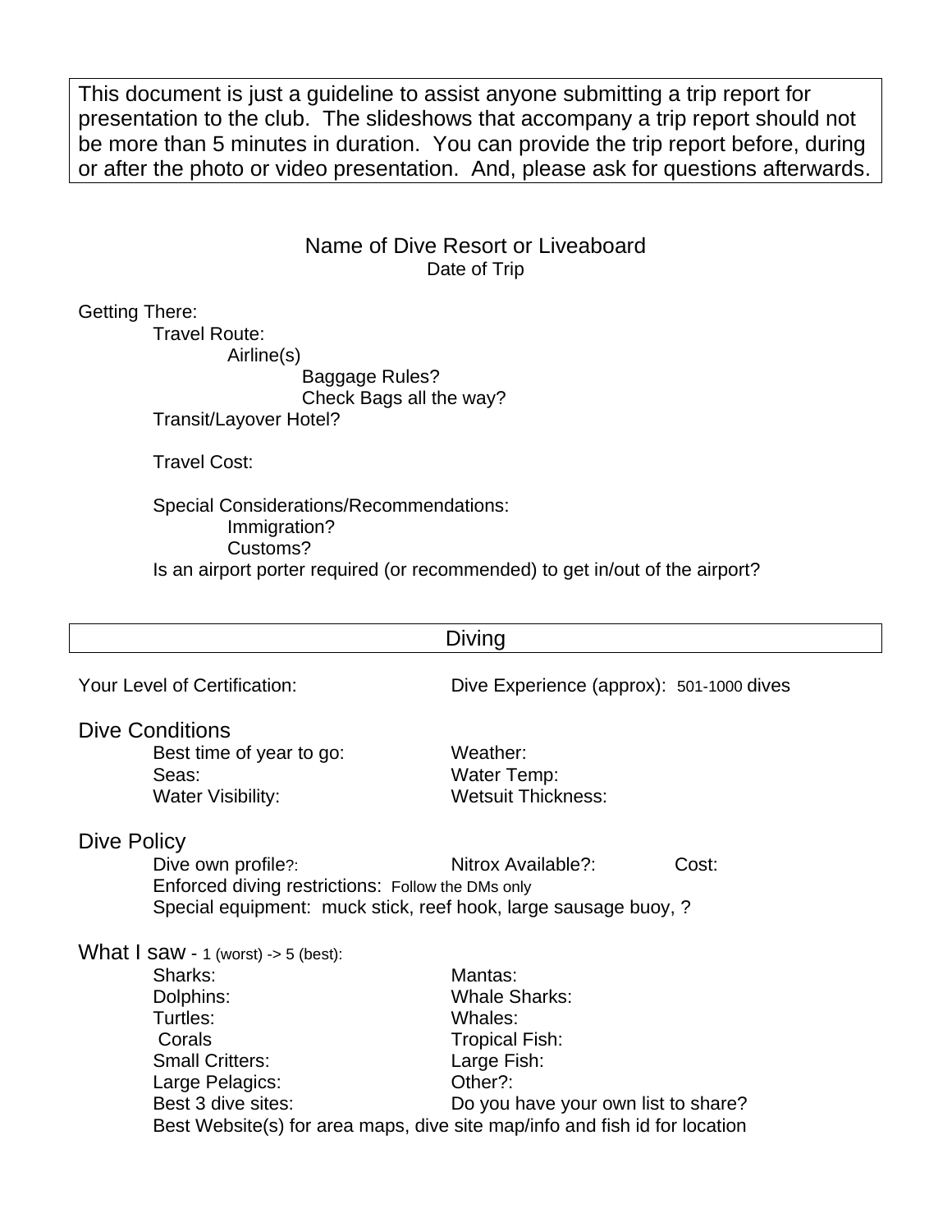This document is just a guideline to assist anyone submitting a trip report for presentation to the club. The slideshows that accompany a trip report should not be more than 5 minutes in duration. You can provide the trip report before, during or after the photo or video presentation. And, please ask for questions afterwards.

## Name of Dive Resort or Liveaboard

Date of Trip

Getting There:

- Travel Route:
  - Airline(s)
    - Baggage Rules?
    - Check Bags all the way?
- Transit/Layover Hotel?

- Travel Cost:

- Special Considerations/Recommendations:
  - Immigration?
  - Customs?
- Is an airport porter required (or recommended) to get in/out of the airport?

## Diving

Your Level of Certification:

Dive Experience (approx): 501-1000 dives

### Dive Conditions

- Best time of year to go:
- Weather:
- Seas:
- Water Temp:
- Water Visibility:
- Wetsuit Thickness:

### Dive Policy

- Dive own profile?:
- Nitrox Available?:
- Cost:
- Enforced diving restrictions: Follow the DMs only
- Special equipment: muck stick, reef hook, large sausage buoy, ?

### What I saw - 1 (worst) -> 5 (best):

- Sharks:
- Mantas:
- Dolphins:
- Whale Sharks:
- Turtles:
- Whales:
- Corals
- Tropical Fish:
- Small Critters:
- Large Fish:
- Large Pelagics:
- Other?:
- Best 3 dive sites:
- Do you have your own list to share?
- Best Website(s) for area maps, dive site map/info and fish id for location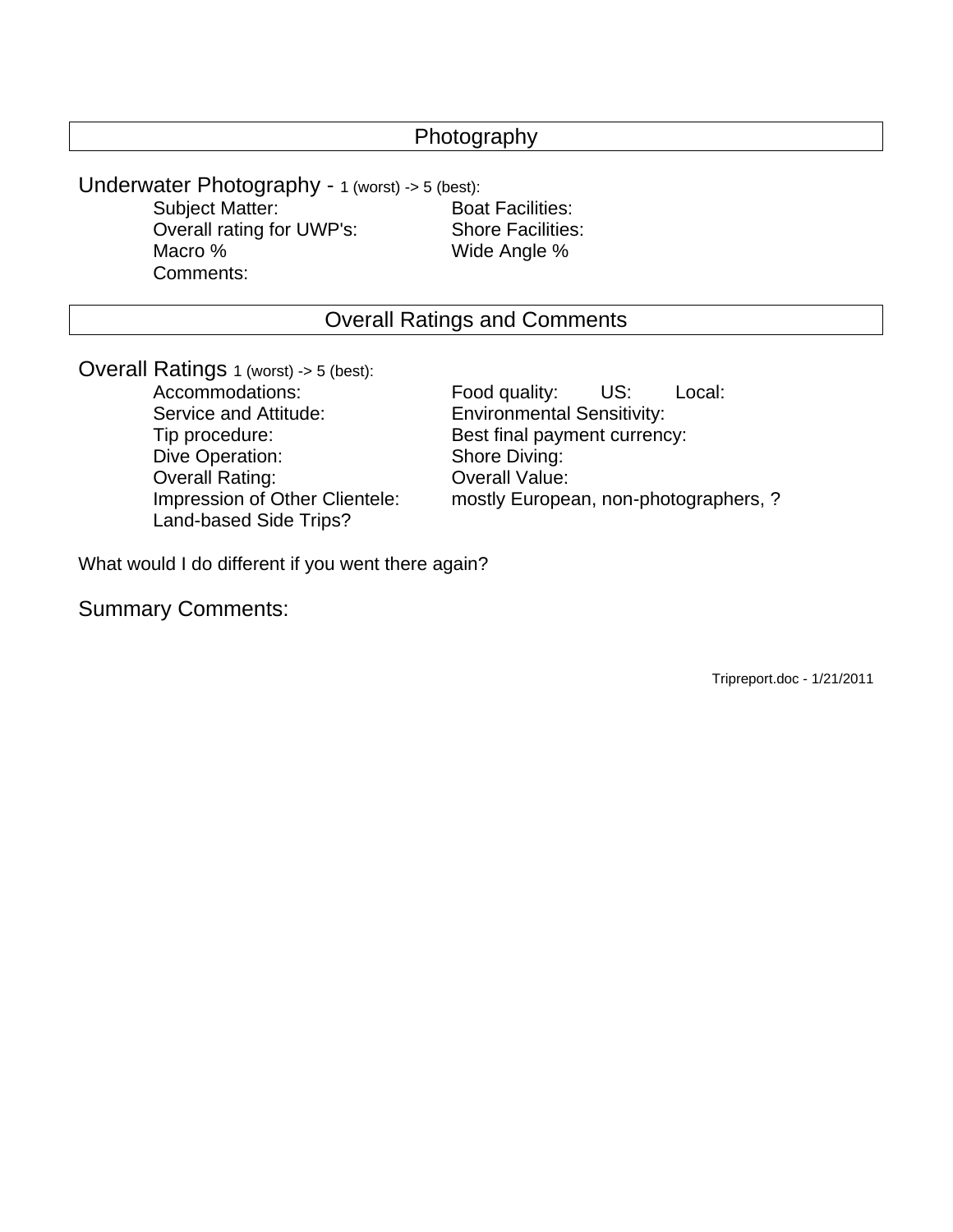## Photography

### Underwater Photography - 1 (worst) -> 5 (best):

Subject Matter:
Boat Facilities:
Overall rating for UWP's:
Shore Facilities:
Macro %
Wide Angle %
Comments:

## Overall Ratings and Comments

### Overall Ratings 1 (worst) -> 5 (best):

Accommodations:
Food quality: US: Local:
Service and Attitude:
Environmental Sensitivity:
Tip procedure:
Best final payment currency:
Dive Operation:
Shore Diving:
Overall Rating:
Overall Value:
Impression of Other Clientele: mostly European, non-photographers, ?
Land-based Side Trips?

What would I do different if you went there again?

### Summary Comments:

Tripreport.doc - 1/21/2011